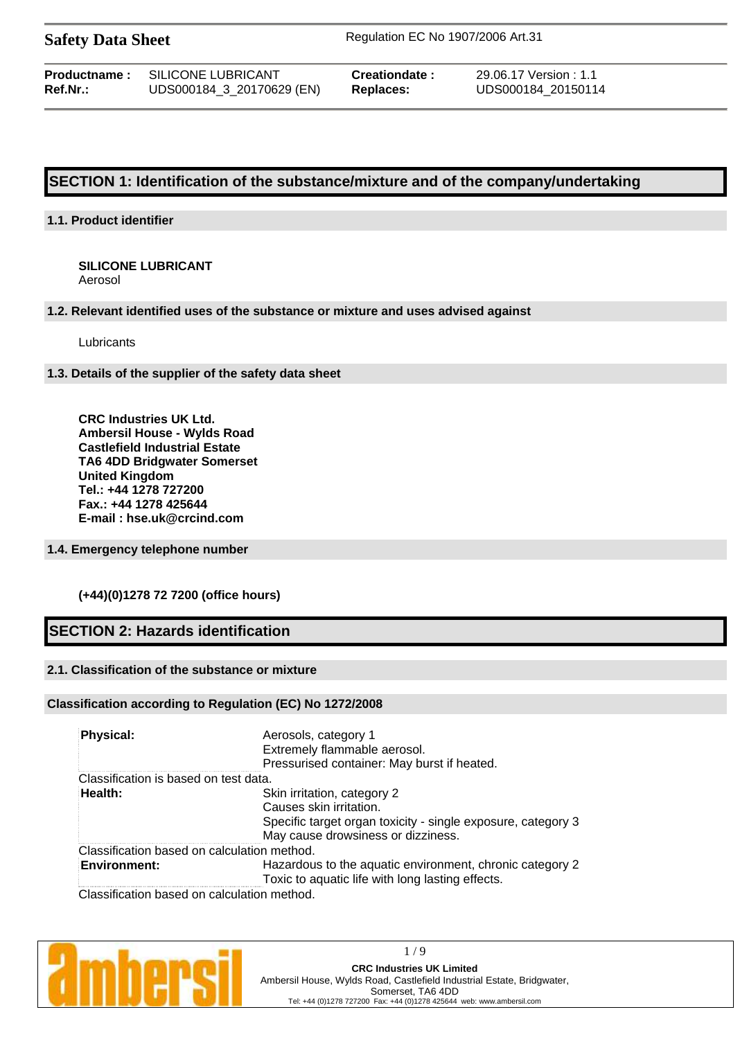**Safety Data Sheet** | Regulation EC No 1907/2006 Art.31

| **Productname :** | SILICONE LUBRICANT | **Creationdate :** | 29.06.17 Version : 1.1 |
|---|---|---|---|
| **Ref.Nr.:** | UDS000184_3_20170629 (EN) | **Replaces:** | UDS000184_20150114 |

## SECTION 1: Identification of the substance/mixture and of the company/undertaking

### 1.1. Product identifier

**SILICONE LUBRICANT**
Aerosol

### 1.2. Relevant identified uses of the substance or mixture and uses advised against

Lubricants

### 1.3. Details of the supplier of the safety data sheet

**CRC Industries UK Ltd.**
**Ambersil House - Wylds Road**
**Castlefield Industrial Estate**
**TA6 4DD Bridgwater Somerset**
**United Kingdom**
**Tel.: +44 1278 727200**
**Fax.: +44 1278 425644**
**E-mail : hse.uk@crcind.com**

### 1.4. Emergency telephone number

**(+44)(0)1278 72 7200 (office hours)**

## SECTION 2: Hazards identification

### 2.1. Classification of the substance or mixture

#### Classification according to Regulation (EC) No 1272/2008

| | |
|---|---|
| **Physical:** | Aerosols, category 1<br>Extremely flammable aerosol.<br>Pressurised container: May burst if heated. |
| Classification is based on test data. | |
| **Health:** | Skin irritation, category 2<br>Causes skin irritation.<br>Specific target organ toxicity - single exposure, category 3<br>May cause drowsiness or dizziness. |
| Classification based on calculation method. | |
| **Environment:** | Hazardous to the aquatic environment, chronic category 2<br>Toxic to aquatic life with long lasting effects. |
| Classification based on calculation method. | |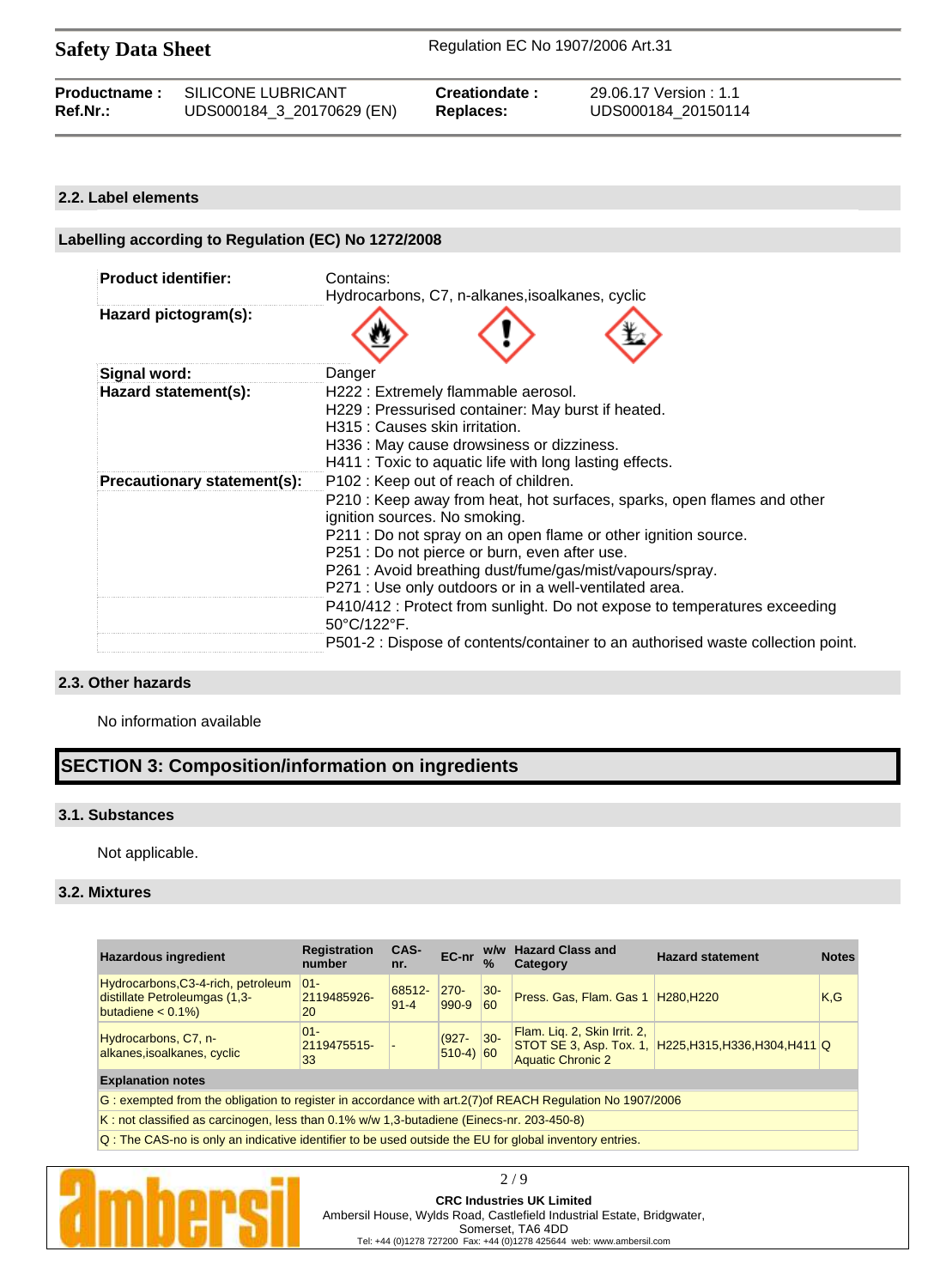### 2.2. Label elements

#### Labelling according to Regulation (EC) No 1272/2008

| | |
|---|---|
| **Product identifier:** | Contains:<br>Hydrocarbons, C7, n-alkanes,isoalkanes, cyclic |
| **Hazard pictogram(s):** | |
| **Signal word:** | Danger |
| **Hazard statement(s):** | H222 : Extremely flammable aerosol.<br>H229 : Pressurised container: May burst if heated.<br>H315 : Causes skin irritation.<br>H336 : May cause drowsiness or dizziness.<br>H411 : Toxic to aquatic life with long lasting effects. |
| **Precautionary statement(s):** | P102 : Keep out of reach of children.<br>P210 : Keep away from heat, hot surfaces, sparks, open flames and other ignition sources. No smoking.<br>P211 : Do not spray on an open flame or other ignition source.<br>P251 : Do not pierce or burn, even after use.<br>P261 : Avoid breathing dust/fume/gas/mist/vapours/spray.<br>P271 : Use only outdoors or in a well-ventilated area. |
| | P410/412 : Protect from sunlight. Do not expose to temperatures exceeding 50°C/122°F. |
| | P501-2 : Dispose of contents/container to an authorised waste collection point. |

### 2.3. Other hazards

No information available

## SECTION 3: Composition/information on ingredients

### 3.1. Substances

Not applicable.

### 3.2. Mixtures

| Hazardous ingredient | Registration number | CAS-nr. | EC-nr | w/w % | Hazard Class and Category | Hazard statement | Notes |
|---|---|---|---|---|---|---|---|
| Hydrocarbons,C3-4-rich, petroleum distillate Petroleumgas (1,3-butadiene < 0.1%) | 01-2119485926-20 | 68512-91-4 | 270-990-9 | 30-60 | Press. Gas, Flam. Gas 1 | H280,H220 | K,G |
| Hydrocarbons, C7, n-alkanes,isoalkanes, cyclic | 01-2119475515-33 | - | (927-510-4) | 30-60 | Flam. Liq. 2, Skin Irrit. 2, STOT SE 3, Asp. Tox. 1, Aquatic Chronic 2 | H225,H315,H336,H304,H411 | Q |
| **Explanation notes** | | | | | | | |
| G : exempted from the obligation to register in accordance with art.2(7)of REACH Regulation No 1907/2006 | | | | | | | |
| K : not classified as carcinogen, less than 0.1% w/w 1,3-butadiene (Einecs-nr. 203-450-8) | | | | | | | |
| Q : The CAS-no is only an indicative identifier to be used outside the EU for global inventory entries. | | | | | | | |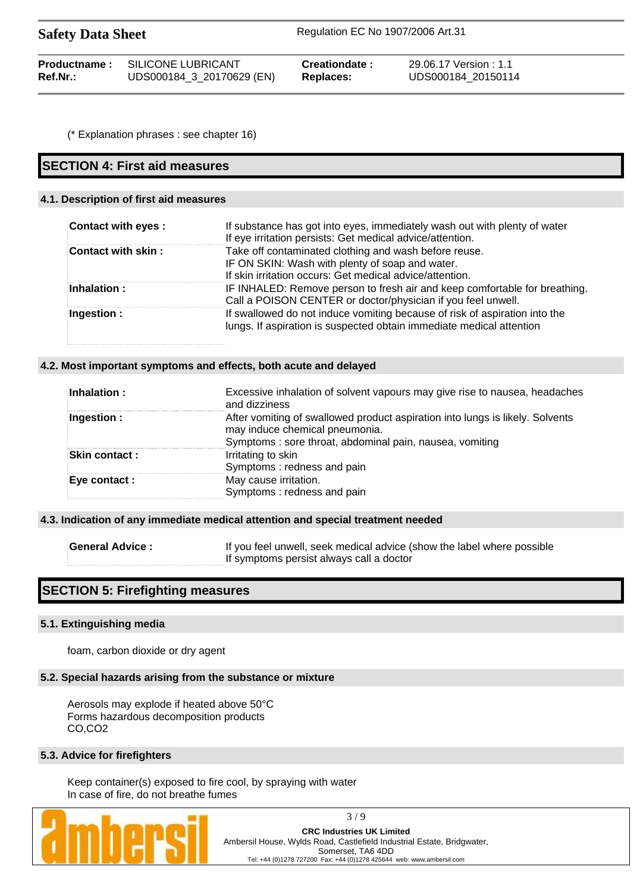(* Explanation phrases : see chapter 16)

## SECTION 4: First aid measures

### 4.1. Description of first aid measures

| | |
|---|---|
| **Contact with eyes :** | If substance has got into eyes, immediately wash out with plenty of water<br>If eye irritation persists: Get medical advice/attention. |
| **Contact with skin :** | Take off contaminated clothing and wash before reuse.<br>IF ON SKIN: Wash with plenty of soap and water.<br>If skin irritation occurs: Get medical advice/attention. |
| **Inhalation :** | IF INHALED: Remove person to fresh air and keep comfortable for breathing.<br>Call a POISON CENTER or doctor/physician if you feel unwell. |
| **Ingestion :** | If swallowed do not induce vomiting because of risk of aspiration into the lungs. If aspiration is suspected obtain immediate medical attention |

### 4.2. Most important symptoms and effects, both acute and delayed

| | |
|---|---|
| **Inhalation :** | Excessive inhalation of solvent vapours may give rise to nausea, headaches and dizziness |
| **Ingestion :** | After vomiting of swallowed product aspiration into lungs is likely. Solvents may induce chemical pneumonia.<br>Symptoms : sore throat, abdominal pain, nausea, vomiting |
| **Skin contact :** | Irritating to skin<br>Symptoms : redness and pain |
| **Eye contact :** | May cause irritation.<br>Symptoms : redness and pain |

### 4.3. Indication of any immediate medical attention and special treatment needed

| | |
|---|---|
| **General Advice :** | If you feel unwell, seek medical advice (show the label where possible<br>If symptoms persist always call a doctor |

## SECTION 5: Firefighting measures

### 5.1. Extinguishing media

foam, carbon dioxide or dry agent

### 5.2. Special hazards arising from the substance or mixture

Aerosols may explode if heated above 50°C
Forms hazardous decomposition products
CO,$CO_2$

### 5.3. Advice for firefighters

Keep container(s) exposed to fire cool, by spraying with water
In case of fire, do not breathe fumes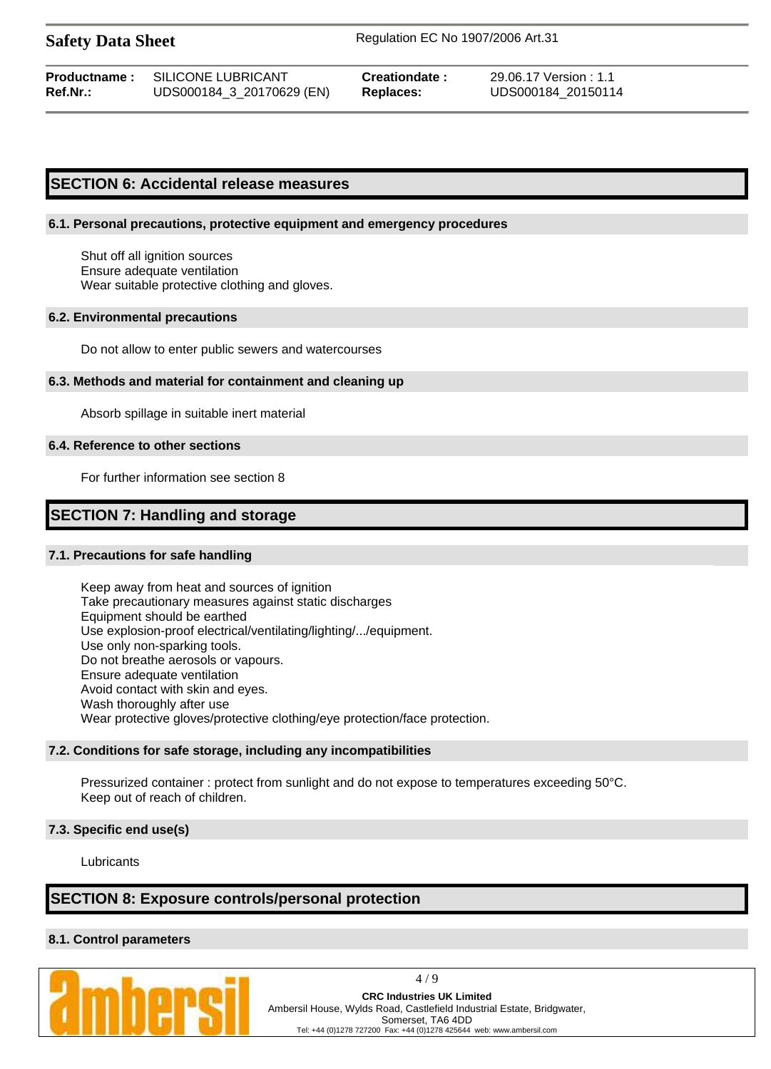## SECTION 6: Accidental release measures

### 6.1. Personal precautions, protective equipment and emergency procedures

Shut off all ignition sources
Ensure adequate ventilation
Wear suitable protective clothing and gloves.

### 6.2. Environmental precautions

Do not allow to enter public sewers and watercourses

### 6.3. Methods and material for containment and cleaning up

Absorb spillage in suitable inert material

### 6.4. Reference to other sections

For further information see section 8

## SECTION 7: Handling and storage

### 7.1. Precautions for safe handling

Keep away from heat and sources of ignition
Take precautionary measures against static discharges
Equipment should be earthed
Use explosion-proof electrical/ventilating/lighting/.../equipment.
Use only non-sparking tools.
Do not breathe aerosols or vapours.
Ensure adequate ventilation
Avoid contact with skin and eyes.
Wash thoroughly after use
Wear protective gloves/protective clothing/eye protection/face protection.

### 7.2. Conditions for safe storage, including any incompatibilities

Pressurized container : protect from sunlight and do not expose to temperatures exceeding 50°C.
Keep out of reach of children.

### 7.3. Specific end use(s)

Lubricants

## SECTION 8: Exposure controls/personal protection

### 8.1. Control parameters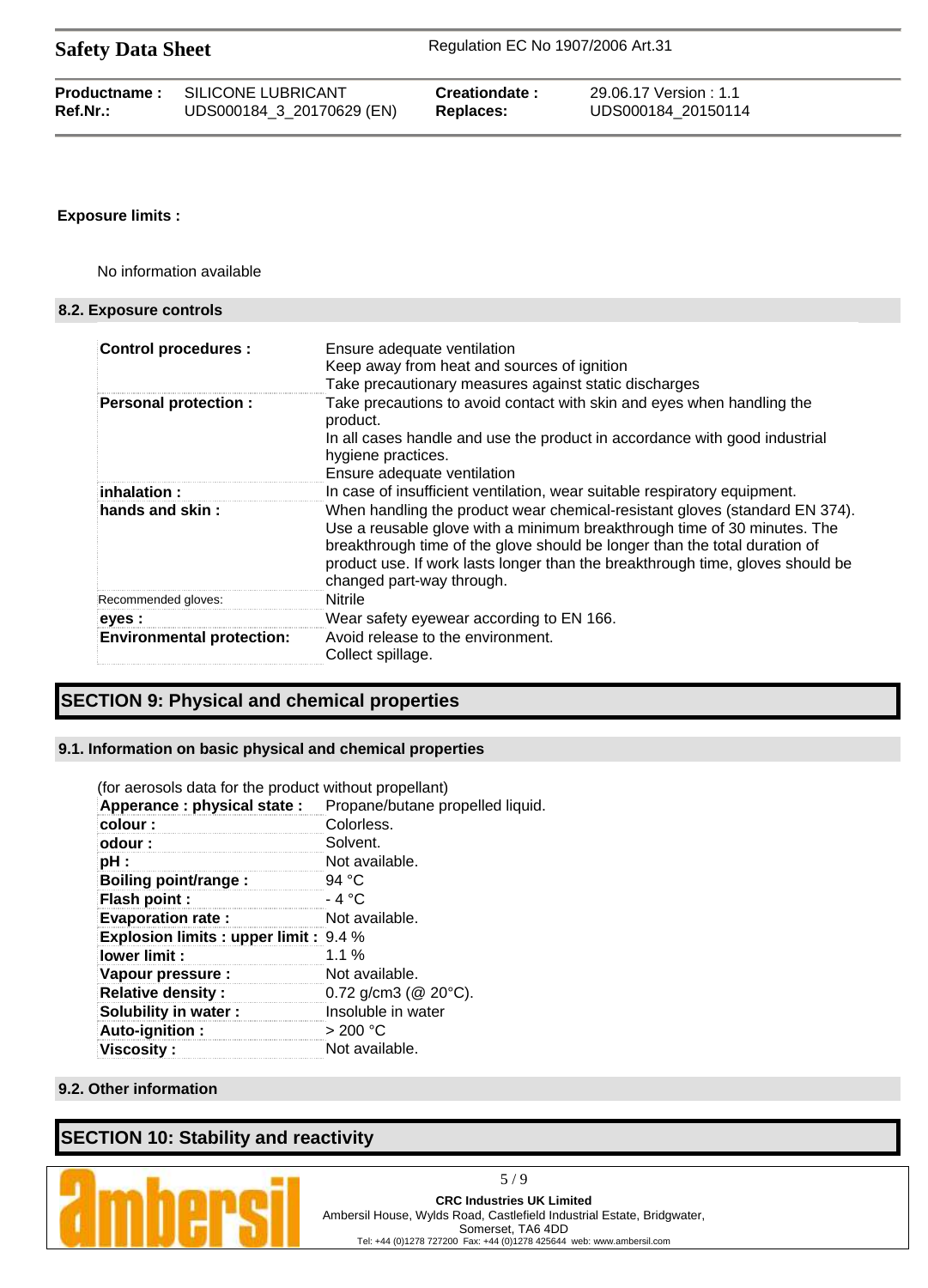**Exposure limits :**

No information available

### 8.2. Exposure controls

| | |
|---|---|
| **Control procedures :** | Ensure adequate ventilation<br>Keep away from heat and sources of ignition<br>Take precautionary measures against static discharges |
| **Personal protection :** | Take precautions to avoid contact with skin and eyes when handling the product.<br>In all cases handle and use the product in accordance with good industrial hygiene practices.<br>Ensure adequate ventilation |
| **inhalation :** | In case of insufficient ventilation, wear suitable respiratory equipment. |
| **hands and skin :** | When handling the product wear chemical-resistant gloves (standard EN 374). Use a reusable glove with a minimum breakthrough time of 30 minutes. The breakthrough time of the glove should be longer than the total duration of product use. If work lasts longer than the breakthrough time, gloves should be changed part-way through. |
| Recommended gloves: | Nitrile |
| **eyes :** | Wear safety eyewear according to EN 166. |
| **Environmental protection:** | Avoid release to the environment.<br>Collect spillage. |

## SECTION 9: Physical and chemical properties

### 9.1. Information on basic physical and chemical properties

(for aerosols data for the product without propellant)

| | |
|---|---|
| **Apperance : physical state :** | Propane/butane propelled liquid. |
| **colour :** | Colorless. |
| **odour :** | Solvent. |
| **pH :** | Not available. |
| **Boiling point/range :** | 94 °C |
| **Flash point :** | - 4 °C |
| **Evaporation rate :** | Not available. |
| **Explosion limits : upper limit :** | 9.4 % |
| **lower limit :** | 1.1 % |
| **Vapour pressure :** | Not available. |
| **Relative density :** | 0.72 g/cm3 (@ 20°C). |
| **Solubility in water :** | Insoluble in water |
| **Auto-ignition :** | > 200 °C |
| **Viscosity :** | Not available. |

### 9.2. Other information

## SECTION 10: Stability and reactivity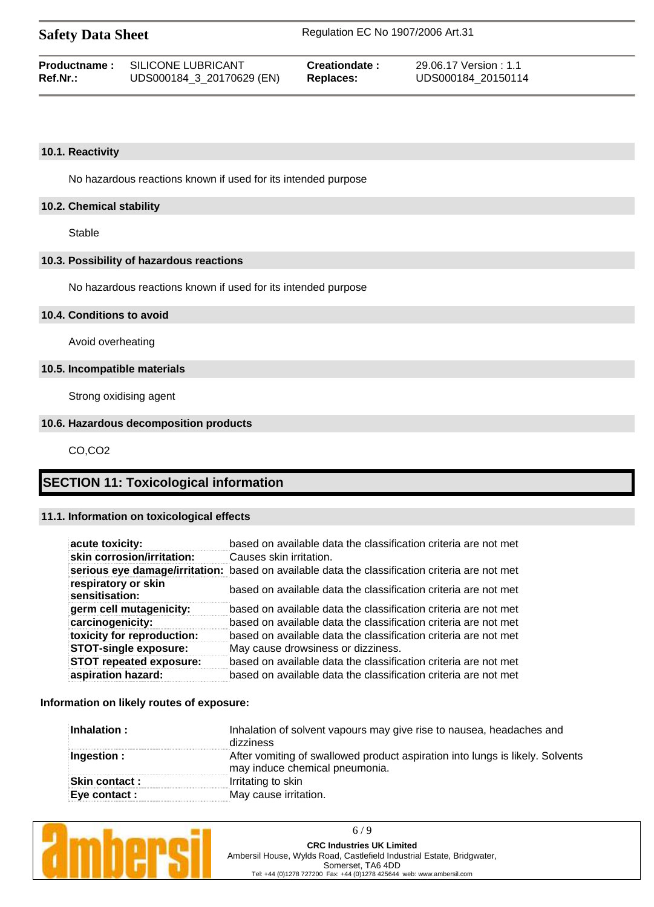### 10.1. Reactivity

No hazardous reactions known if used for its intended purpose

### 10.2. Chemical stability

Stable

### 10.3. Possibility of hazardous reactions

No hazardous reactions known if used for its intended purpose

### 10.4. Conditions to avoid

Avoid overheating

### 10.5. Incompatible materials

Strong oxidising agent

### 10.6. Hazardous decomposition products

$CO$,$CO_2$

## SECTION 11: Toxicological information

### 11.1. Information on toxicological effects

| | |
|---|---|
| **acute toxicity:** | based on available data the classification criteria are not met |
| **skin corrosion/irritation:** | Causes skin irritation. |
| **serious eye damage/irritation:** | based on available data the classification criteria are not met |
| **respiratory or skin sensitisation:** | based on available data the classification criteria are not met |
| **germ cell mutagenicity:** | based on available data the classification criteria are not met |
| **carcinogenicity:** | based on available data the classification criteria are not met |
| **toxicity for reproduction:** | based on available data the classification criteria are not met |
| **STOT-single exposure:** | May cause drowsiness or dizziness. |
| **STOT repeated exposure:** | based on available data the classification criteria are not met |
| **aspiration hazard:** | based on available data the classification criteria are not met |

**Information on likely routes of exposure:**

| | |
|---|---|
| **Inhalation :** | Inhalation of solvent vapours may give rise to nausea, headaches and dizziness |
| **Ingestion :** | After vomiting of swallowed product aspiration into lungs is likely. Solvents may induce chemical pneumonia. |
| **Skin contact :** | Irritating to skin |
| **Eye contact :** | May cause irritation. |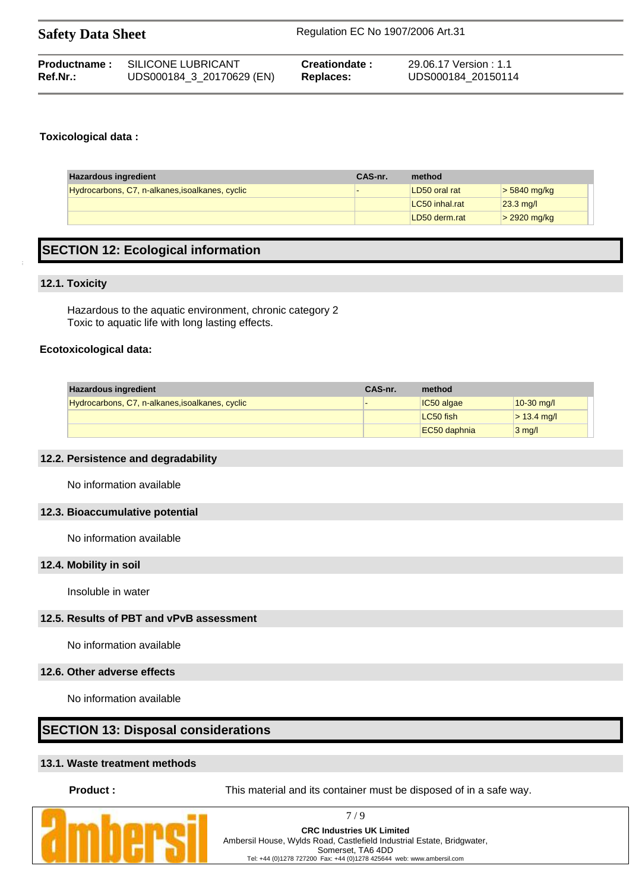**Toxicological data :**

| Hazardous ingredient | CAS-nr. | method | |
|---|---|---|---|
| Hydrocarbons, C7, n-alkanes,isoalkanes, cyclic | - | LD50 oral rat | > 5840 mg/kg |
| | | LC50 inhal.rat | 23.3 mg/l |
| | | LD50 derm.rat | > 2920 mg/kg |

# SECTION 12: Ecological information

## 12.1. Toxicity

Hazardous to the aquatic environment, chronic category 2
Toxic to aquatic life with long lasting effects.

**Ecotoxicological data:**

| Hazardous ingredient | CAS-nr. | method | |
|---|---|---|---|
| Hydrocarbons, C7, n-alkanes,isoalkanes, cyclic | - | IC50 algae | 10-30 mg/l |
| | | LC50 fish | > 13.4 mg/l |
| | | EC50 daphnia | 3 mg/l |

## 12.2. Persistence and degradability

No information available

## 12.3. Bioaccumulative potential

No information available

## 12.4. Mobility in soil

Insoluble in water

## 12.5. Results of PBT and vPvB assessment

No information available

## 12.6. Other adverse effects

No information available

# SECTION 13: Disposal considerations

## 13.1. Waste treatment methods

**Product :** This material and its container must be disposed of in a safe way.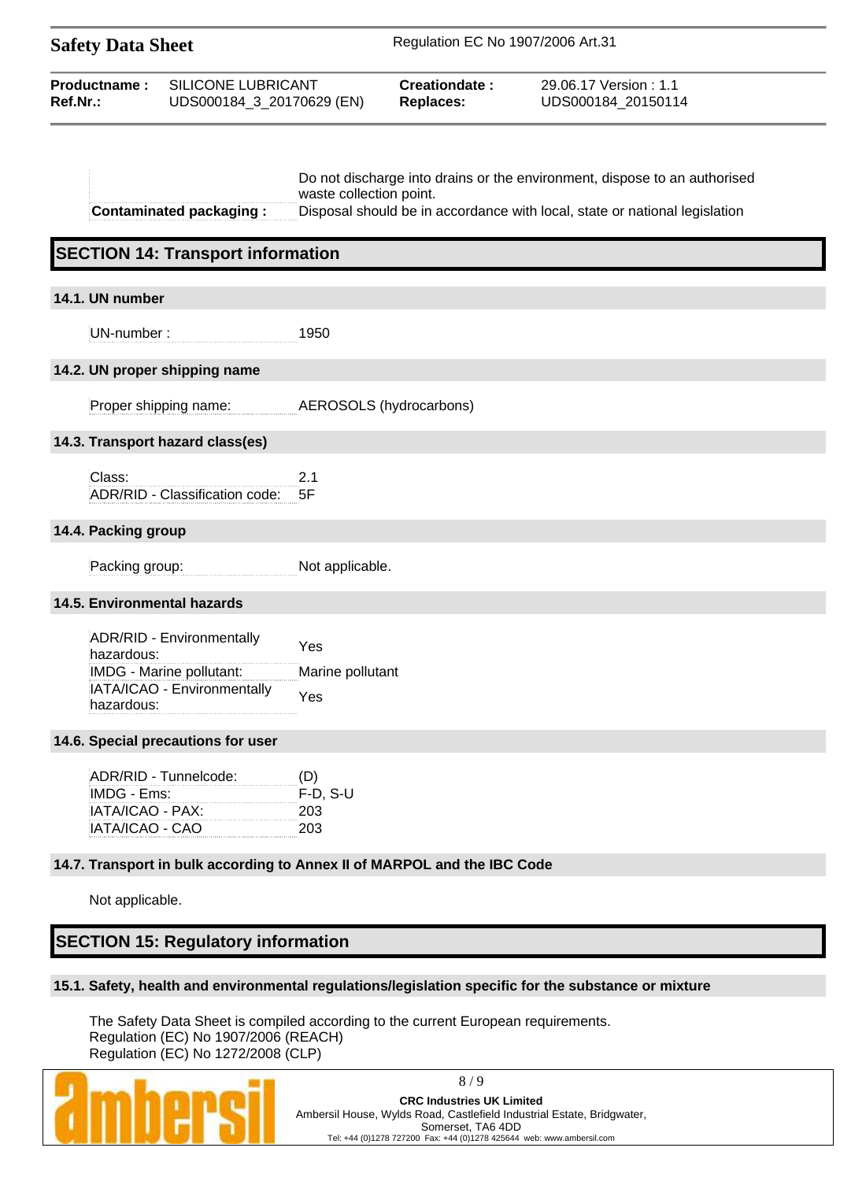| | |
|---|---|
| | Do not discharge into drains or the environment, dispose to an authorised waste collection point. |
| **Contaminated packaging :** | Disposal should be in accordance with local, state or national legislation |

## SECTION 14: Transport information

### 14.1. UN number

| | |
|---|---|
| UN-number : | 1950 |

### 14.2. UN proper shipping name

| | |
|---|---|
| Proper shipping name: | AEROSOLS (hydrocarbons) |

### 14.3. Transport hazard class(es)

| | |
|---|---|
| Class: | 2.1 |
| ADR/RID - Classification code: | 5F |

### 14.4. Packing group

| | |
|---|---|
| Packing group: | Not applicable. |

### 14.5. Environmental hazards

| | |
|---|---|
| ADR/RID - Environmentally hazardous: | Yes |
| IMDG - Marine pollutant: | Marine pollutant |
| IATA/ICAO - Environmentally hazardous: | Yes |

### 14.6. Special precautions for user

| | |
|---|---|
| ADR/RID - Tunnelcode: | (D) |
| IMDG - Ems: | F-D, S-U |
| IATA/ICAO - PAX: | 203 |
| IATA/ICAO - CAO | 203 |

### 14.7. Transport in bulk according to Annex II of MARPOL and the IBC Code

Not applicable.

## SECTION 15: Regulatory information

### 15.1. Safety, health and environmental regulations/legislation specific for the substance or mixture

The Safety Data Sheet is compiled according to the current European requirements.
Regulation (EC) No 1907/2006 (REACH)
Regulation (EC) No 1272/2008 (CLP)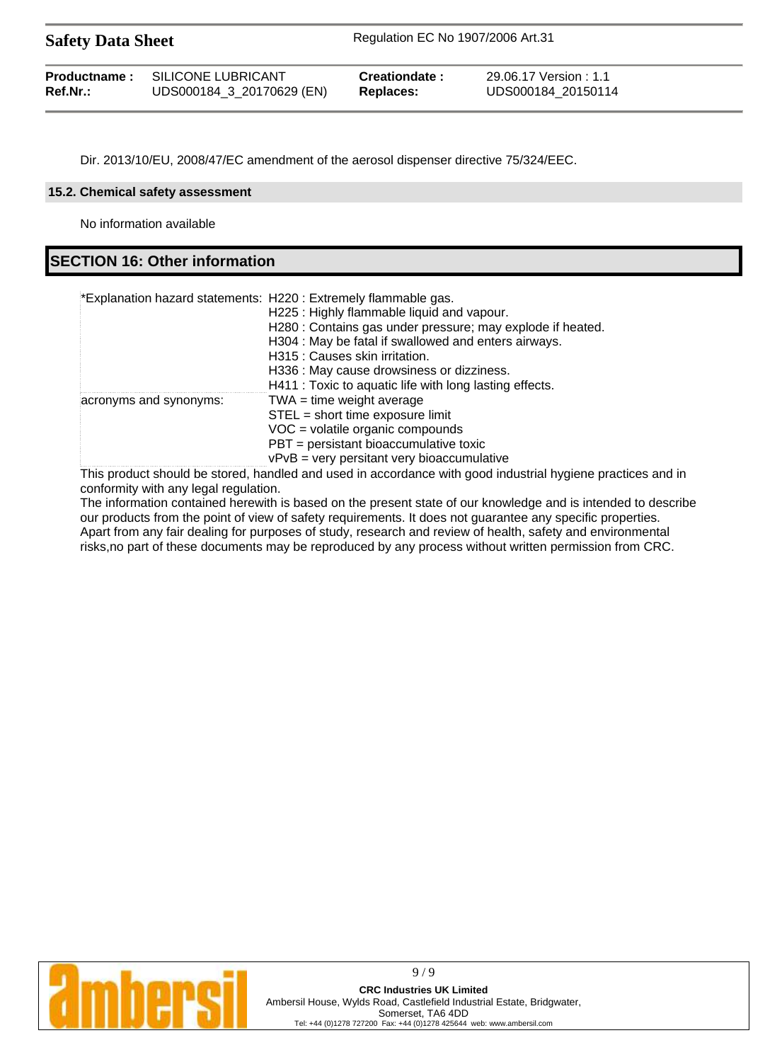Dir. 2013/10/EU, 2008/47/EC amendment of the aerosol dispenser directive 75/324/EEC.

### 15.2. Chemical safety assessment

No information available

## SECTION 16: Other information

| | |
|---|---|
| *Explanation hazard statements: | H220 : Extremely flammable gas.<br>H225 : Highly flammable liquid and vapour.<br>H280 : Contains gas under pressure; may explode if heated.<br>H304 : May be fatal if swallowed and enters airways.<br>H315 : Causes skin irritation.<br>H336 : May cause drowsiness or dizziness.<br>H411 : Toxic to aquatic life with long lasting effects. |
| acronyms and synonyms: | TWA = time weight average<br>STEL = short time exposure limit<br>VOC = volatile organic compounds<br>PBT = persistant bioaccumulative toxic<br>vPvB = very persitant very bioaccumulative |

This product should be stored, handled and used in accordance with good industrial hygiene practices and in conformity with any legal regulation.
The information contained herewith is based on the present state of our knowledge and is intended to describe our products from the point of view of safety requirements. It does not guarantee any specific properties.
Apart from any fair dealing for purposes of study, research and review of health, safety and environmental risks,no part of these documents may be reproduced by any process without written permission from CRC.